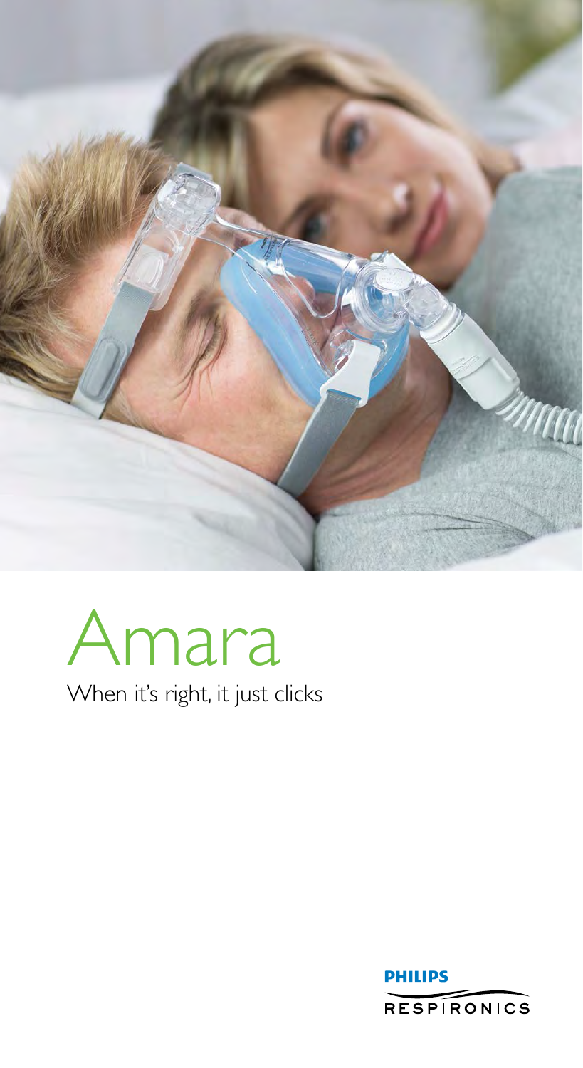# Amara

When it's right, it just clicks

PHILIPS
RESPIRONICS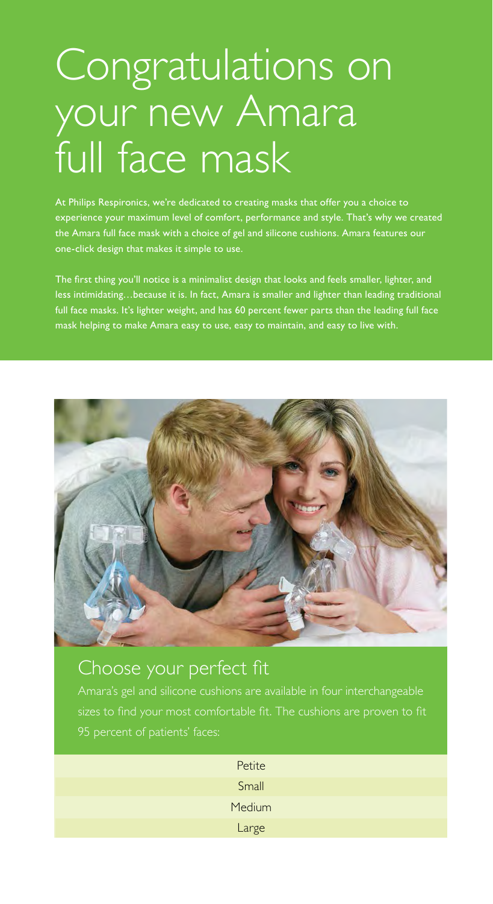# Congratulations on your new Amara full face mask

At Philips Respironics, we're dedicated to creating masks that offer you a choice to experience your maximum level of comfort, performance and style. That's why we created the Amara full face mask with a choice of gel and silicone cushions. Amara features our one-click design that makes it simple to use.

The first thing you'll notice is a minimalist design that looks and feels smaller, lighter, and less intimidating…because it is. In fact, Amara is smaller and lighter than leading traditional full face masks. It's lighter weight, and has 60 percent fewer parts than the leading full face mask helping to make Amara easy to use, easy to maintain, and easy to live with.

## Choose your perfect fit

Amara's gel and silicone cushions are available in four interchangeable sizes to find your most comfortable fit. The cushions are proven to fit 95 percent of patients' faces:

- Petite
- Small
- Medium
- Large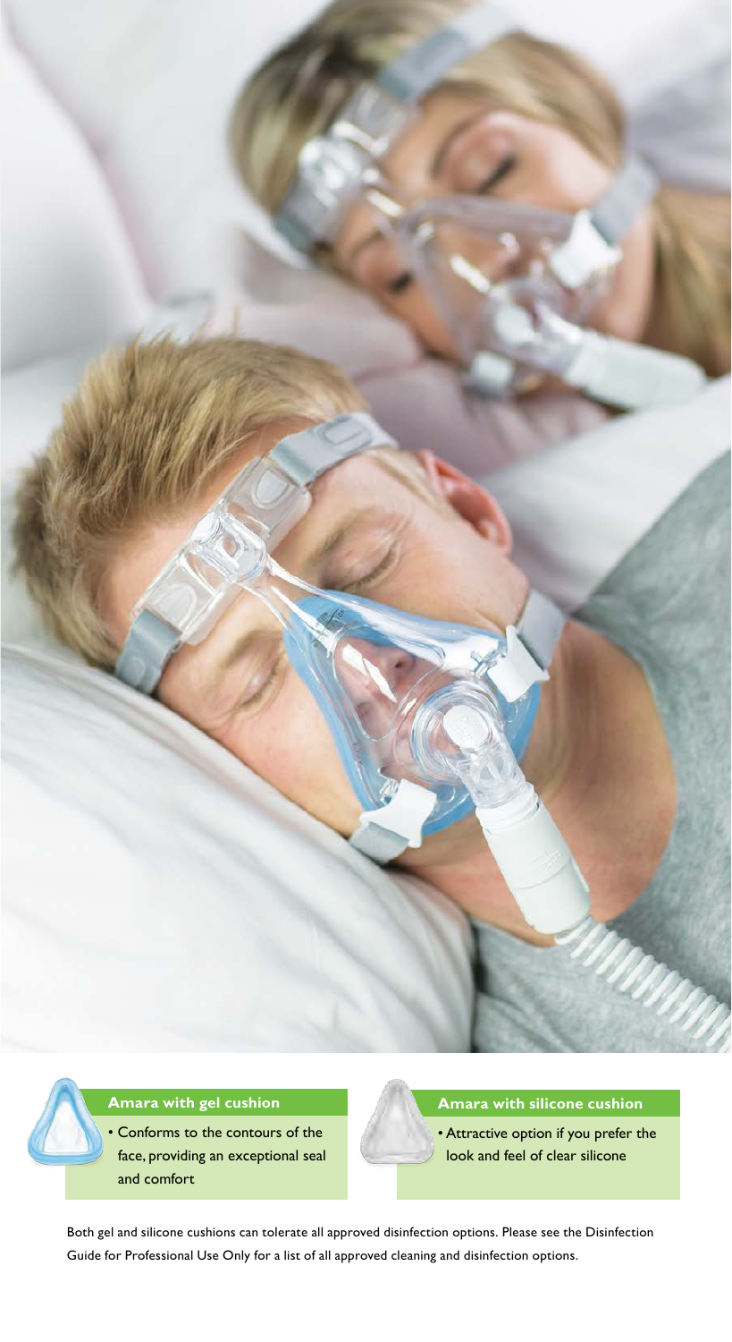### Amara with gel cushion

- Conforms to the contours of the face, providing an exceptional seal and comfort

### Amara with silicone cushion

- Attractive option if you prefer the look and feel of clear silicone

Both gel and silicone cushions can tolerate all approved disinfection options. Please see the Disinfection Guide for Professional Use Only for a list of all approved cleaning and disinfection options.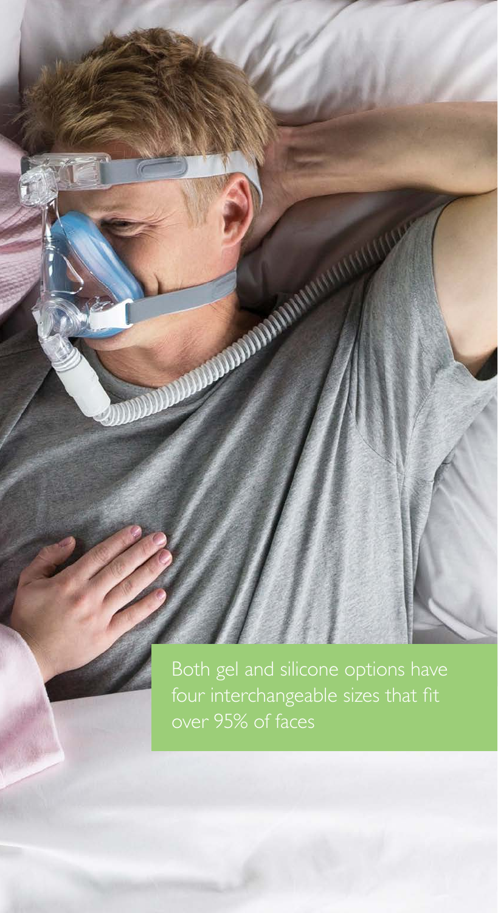Both gel and silicone options have four interchangeable sizes that fit over 95% of faces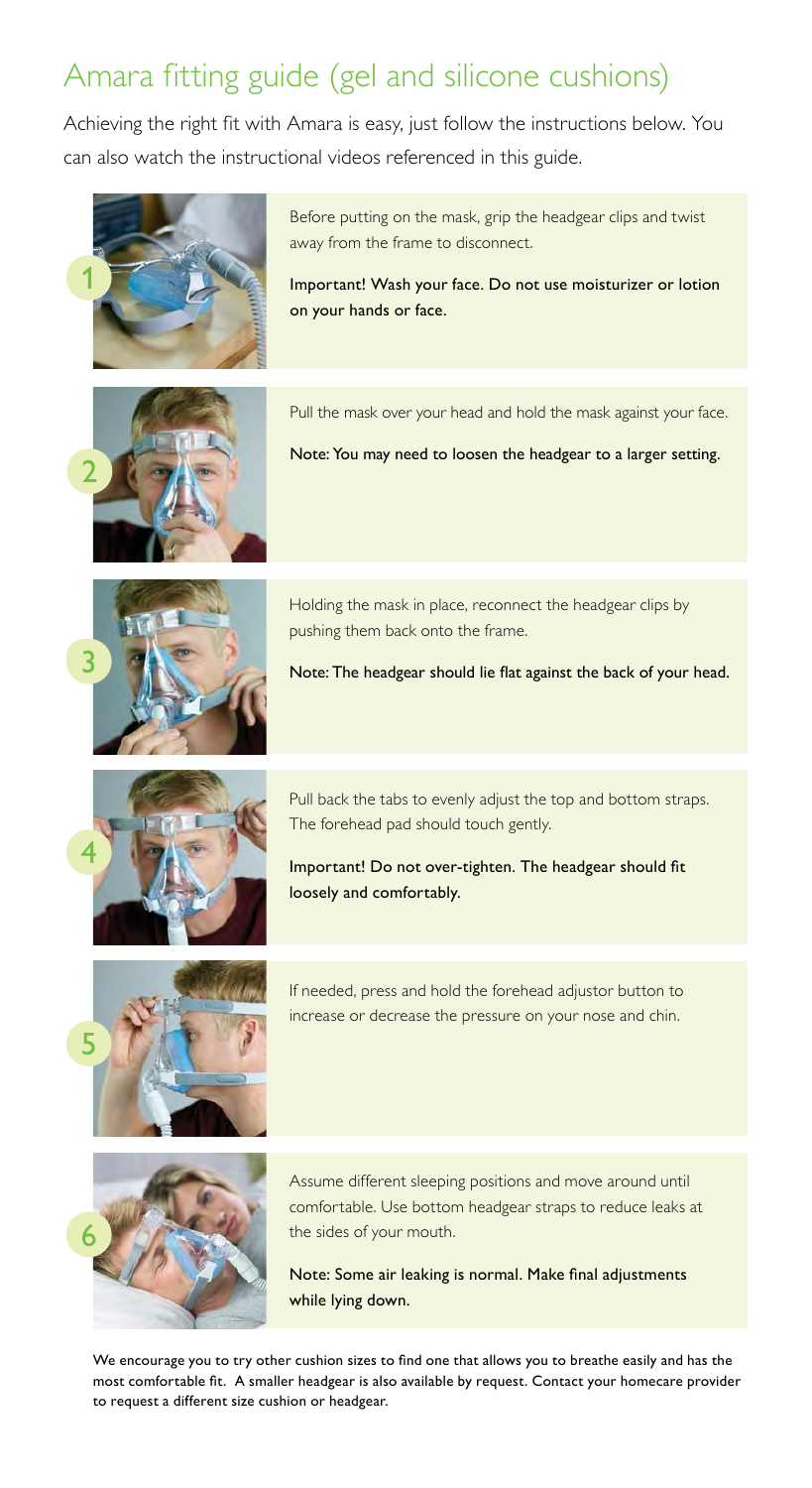# Amara fitting guide (gel and silicone cushions)

Achieving the right fit with Amara is easy, just follow the instructions below. You can also watch the instructional videos referenced in this guide.

1. Before putting on the mask, grip the headgear clips and twist away from the frame to disconnect.

   **Important! Wash your face. Do not use moisturizer or lotion on your hands or face.**

2. Pull the mask over your head and hold the mask against your face.

   **Note: You may need to loosen the headgear to a larger setting.**

3. Holding the mask in place, reconnect the headgear clips by pushing them back onto the frame.

   **Note: The headgear should lie flat against the back of your head.**

4. Pull back the tabs to evenly adjust the top and bottom straps. The forehead pad should touch gently.

   **Important! Do not over-tighten. The headgear should fit loosely and comfortably.**

5. If needed, press and hold the forehead adjustor button to increase or decrease the pressure on your nose and chin.

6. Assume different sleeping positions and move around until comfortable. Use bottom headgear straps to reduce leaks at the sides of your mouth.

   **Note: Some air leaking is normal. Make final adjustments while lying down.**

We encourage you to try other cushion sizes to find one that allows you to breathe easily and has the most comfortable fit. A smaller headgear is also available by request. Contact your homecare provider to request a different size cushion or headgear.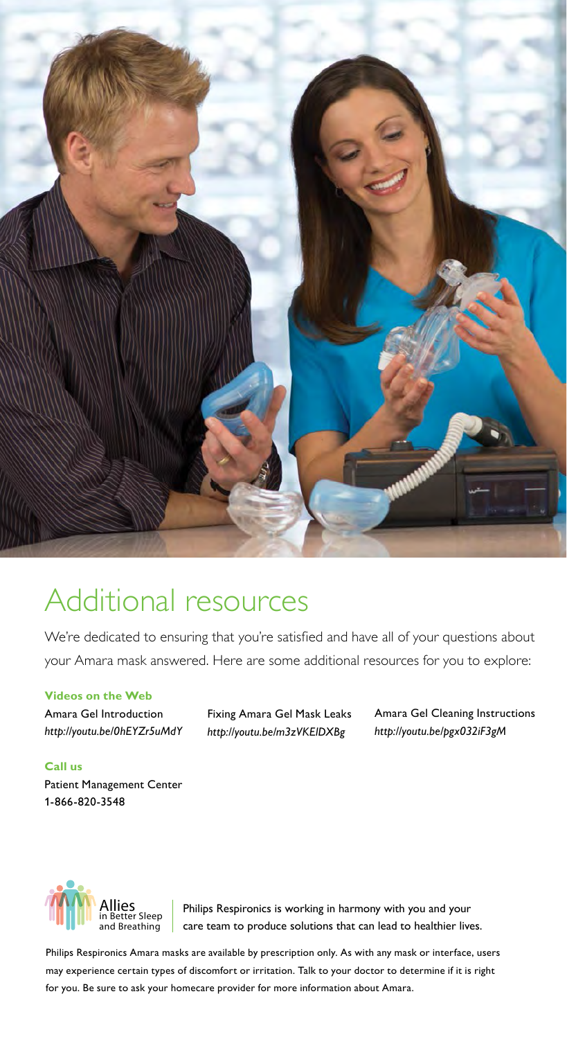# Additional resources

We're dedicated to ensuring that you're satisfied and have all of your questions about your Amara mask answered. Here are some additional resources for you to explore:

**Videos on the Web**

Amara Gel Introduction
*http://youtu.be/0hEYZr5uMdY*

Fixing Amara Gel Mask Leaks
*http://youtu.be/m3zVKElDXBg*

Amara Gel Cleaning Instructions
*http://youtu.be/pgx032iF3gM*

**Call us**

Patient Management Center
1-866-820-3548

Allies in Better Sleep and Breathing

Philips Respironics is working in harmony with you and your care team to produce solutions that can lead to healthier lives.

Philips Respironics Amara masks are available by prescription only. As with any mask or interface, users may experience certain types of discomfort or irritation. Talk to your doctor to determine if it is right for you. Be sure to ask your homecare provider for more information about Amara.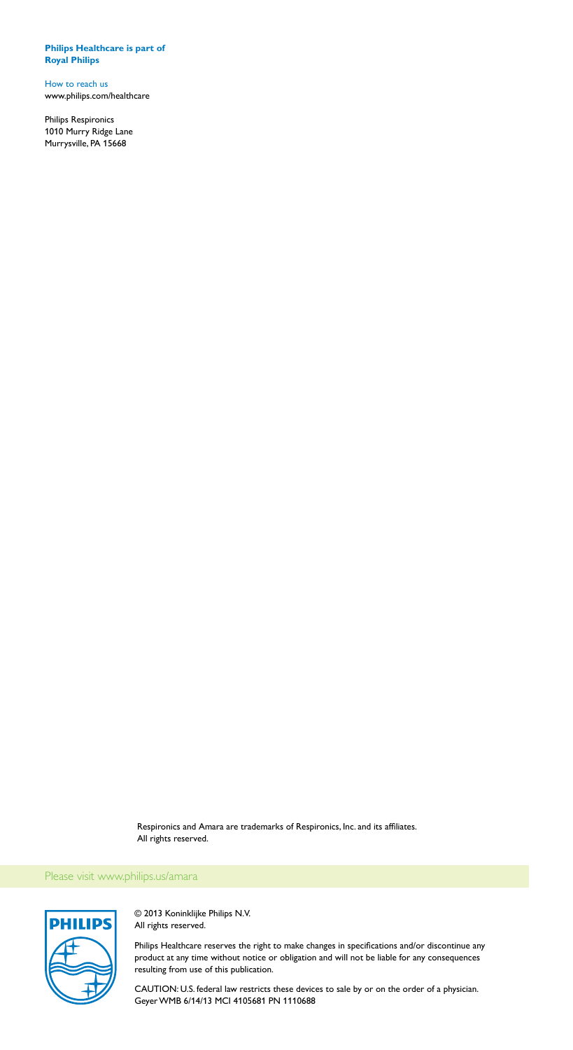**Philips Healthcare is part of Royal Philips**

How to reach us
www.philips.com/healthcare

Philips Respironics
1010 Murry Ridge Lane
Murrysville, PA 15668

Respironics and Amara are trademarks of Respironics, Inc. and its affiliates.
All rights reserved.

Please visit www.philips.us/amara

© 2013 Koninklijke Philips N.V.
All rights reserved.

Philips Healthcare reserves the right to make changes in specifications and/or discontinue any product at any time without notice or obligation and will not be liable for any consequences resulting from use of this publication.

CAUTION: U.S. federal law restricts these devices to sale by or on the order of a physician.
Geyer WMB 6/14/13 MCI 4105681 PN 1110688